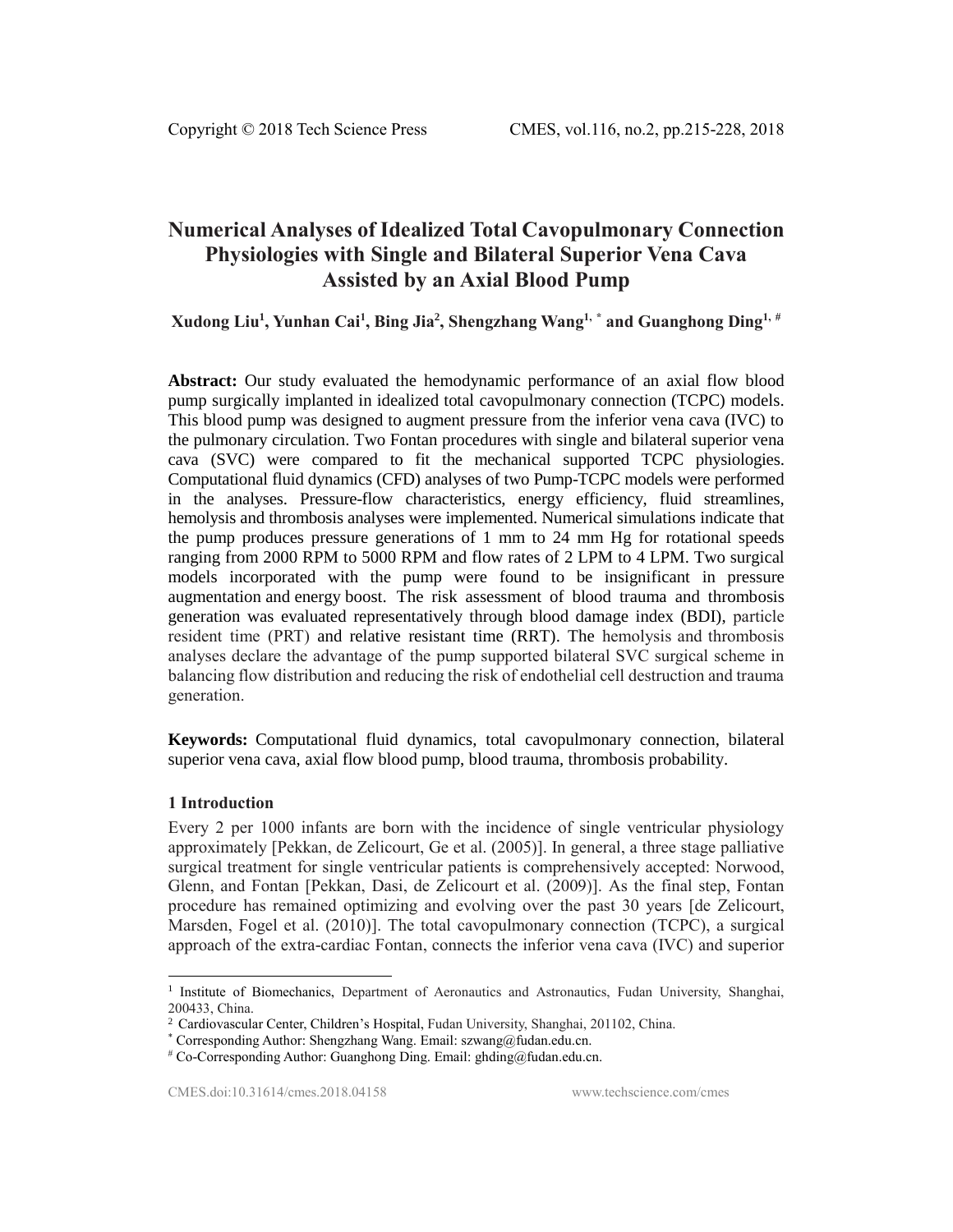# Numerical Analyses of Idealized Total Cavopulmonary Connection Physiologies with Single and Bilateral Superior Vena Cava Assisted by an Axial Blood Pump

**Xudong Liu[1], Yunhan Cai[1], Bing Jia[2], Shengzhang Wang[1, *] and Guanghong Ding[1, #]**

**Abstract:** Our study evaluated the hemodynamic performance of an axial flow blood pump surgically implanted in idealized total cavopulmonary connection (TCPC) models. This blood pump was designed to augment pressure from the inferior vena cava (IVC) to the pulmonary circulation. Two Fontan procedures with single and bilateral superior vena cava (SVC) were compared to fit the mechanical supported TCPC physiologies. Computational fluid dynamics (CFD) analyses of two Pump-TCPC models were performed in the analyses. Pressure-flow characteristics, energy efficiency, fluid streamlines, hemolysis and thrombosis analyses were implemented. Numerical simulations indicate that the pump produces pressure generations of 1 mm to 24 mm Hg for rotational speeds ranging from 2000 RPM to 5000 RPM and flow rates of 2 LPM to 4 LPM. Two surgical models incorporated with the pump were found to be insignificant in pressure augmentation and energy boost. The risk assessment of blood trauma and thrombosis generation was evaluated representatively through blood damage index (BDI), particle resident time (PRT) and relative resistant time (RRT). The hemolysis and thrombosis analyses declare the advantage of the pump supported bilateral SVC surgical scheme in balancing flow distribution and reducing the risk of endothelial cell destruction and trauma generation.

**Keywords:** Computational fluid dynamics, total cavopulmonary connection, bilateral superior vena cava, axial flow blood pump, blood trauma, thrombosis probability.

## 1 Introduction

Every 2 per 1000 infants are born with the incidence of single ventricular physiology approximately [Pekkan, de Zelicourt, Ge et al. (2005)]. In general, a three stage palliative surgical treatment for single ventricular patients is comprehensively accepted: Norwood, Glenn, and Fontan [Pekkan, Dasi, de Zelicourt et al. (2009)]. As the final step, Fontan procedure has remained optimizing and evolving over the past 30 years [de Zelicourt, Marsden, Fogel et al. (2010)]. The total cavopulmonary connection (TCPC), a surgical approach of the extra-cardiac Fontan, connects the inferior vena cava (IVC) and superior

---

[1] Institute of Biomechanics, Department of Aeronautics and Astronautics, Fudan University, Shanghai, 200433, China.

[2] Cardiovascular Center, Children's Hospital, Fudan University, Shanghai, 201102, China.

[*] Corresponding Author: Shengzhang Wang. Email: szwang@fudan.edu.cn.

[#] Co-Corresponding Author: Guanghong Ding. Email: ghding@fudan.edu.cn.

CMES.doi:10.31614/cmes.2018.04158 www.techscience.com/cmes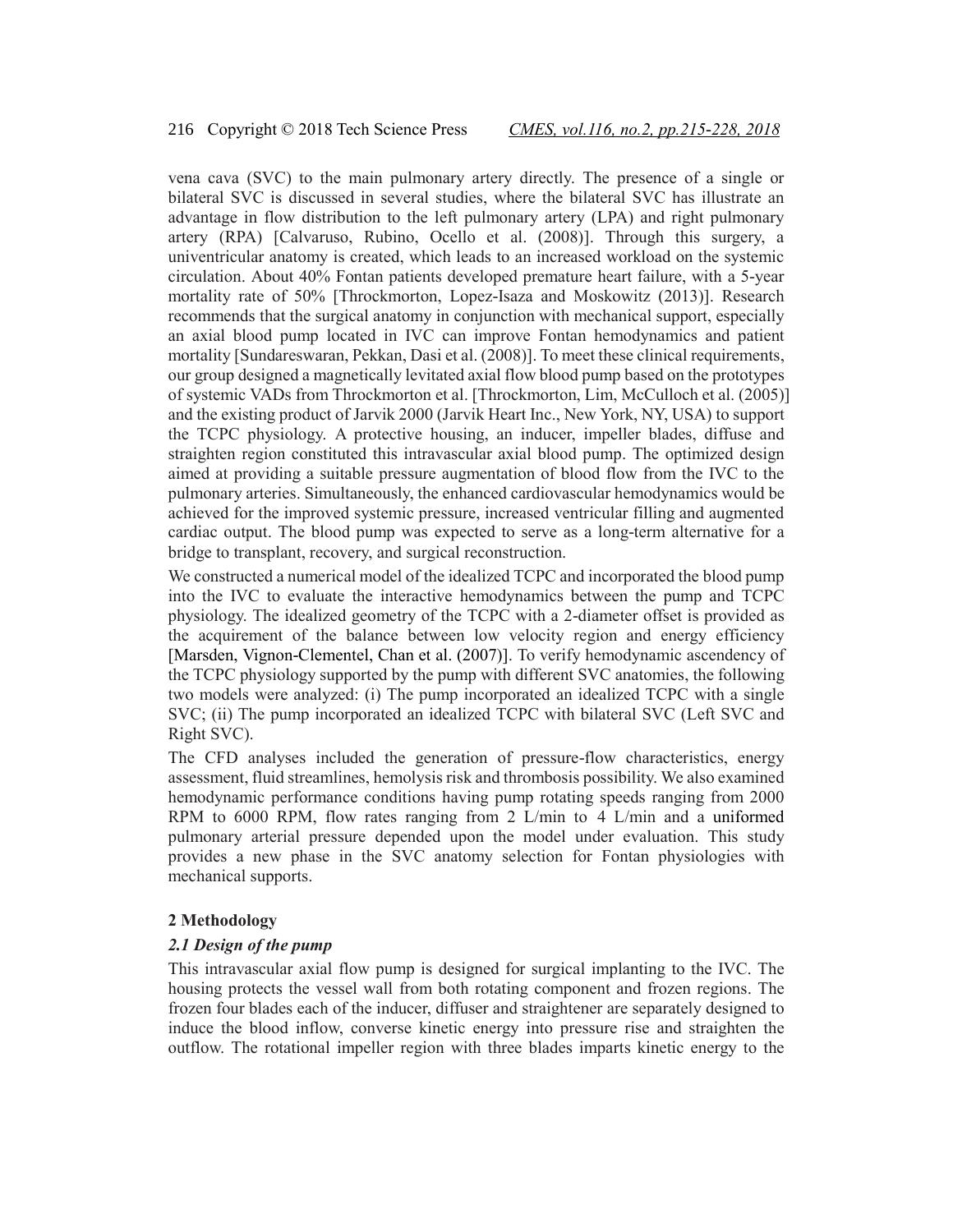vena cava (SVC) to the main pulmonary artery directly. The presence of a single or bilateral SVC is discussed in several studies, where the bilateral SVC has illustrate an advantage in flow distribution to the left pulmonary artery (LPA) and right pulmonary artery (RPA) [Calvaruso, Rubino, Ocello et al. (2008)]. Through this surgery, a univentricular anatomy is created, which leads to an increased workload on the systemic circulation. About 40% Fontan patients developed premature heart failure, with a 5-year mortality rate of 50% [Throckmorton, Lopez-Isaza and Moskowitz (2013)]. Research recommends that the surgical anatomy in conjunction with mechanical support, especially an axial blood pump located in IVC can improve Fontan hemodynamics and patient mortality [Sundareswaran, Pekkan, Dasi et al. (2008)]. To meet these clinical requirements, our group designed a magnetically levitated axial flow blood pump based on the prototypes of systemic VADs from Throckmorton et al. [Throckmorton, Lim, McCulloch et al. (2005)] and the existing product of Jarvik 2000 (Jarvik Heart Inc., New York, NY, USA) to support the TCPC physiology. A protective housing, an inducer, impeller blades, diffuse and straighten region constituted this intravascular axial blood pump. The optimized design aimed at providing a suitable pressure augmentation of blood flow from the IVC to the pulmonary arteries. Simultaneously, the enhanced cardiovascular hemodynamics would be achieved for the improved systemic pressure, increased ventricular filling and augmented cardiac output. The blood pump was expected to serve as a long-term alternative for a bridge to transplant, recovery, and surgical reconstruction.

We constructed a numerical model of the idealized TCPC and incorporated the blood pump into the IVC to evaluate the interactive hemodynamics between the pump and TCPC physiology. The idealized geometry of the TCPC with a 2-diameter offset is provided as the acquirement of the balance between low velocity region and energy efficiency [Marsden, Vignon-Clementel, Chan et al. (2007)]. To verify hemodynamic ascendency of the TCPC physiology supported by the pump with different SVC anatomies, the following two models were analyzed: (i) The pump incorporated an idealized TCPC with a single SVC; (ii) The pump incorporated an idealized TCPC with bilateral SVC (Left SVC and Right SVC).

The CFD analyses included the generation of pressure-flow characteristics, energy assessment, fluid streamlines, hemolysis risk and thrombosis possibility. We also examined hemodynamic performance conditions having pump rotating speeds ranging from 2000 RPM to 6000 RPM, flow rates ranging from 2 L/min to 4 L/min and a uniformed pulmonary arterial pressure depended upon the model under evaluation. This study provides a new phase in the SVC anatomy selection for Fontan physiologies with mechanical supports.

## 2 Methodology

### *2.1 Design of the pump*

This intravascular axial flow pump is designed for surgical implanting to the IVC. The housing protects the vessel wall from both rotating component and frozen regions. The frozen four blades each of the inducer, diffuser and straightener are separately designed to induce the blood inflow, converse kinetic energy into pressure rise and straighten the outflow. The rotational impeller region with three blades imparts kinetic energy to the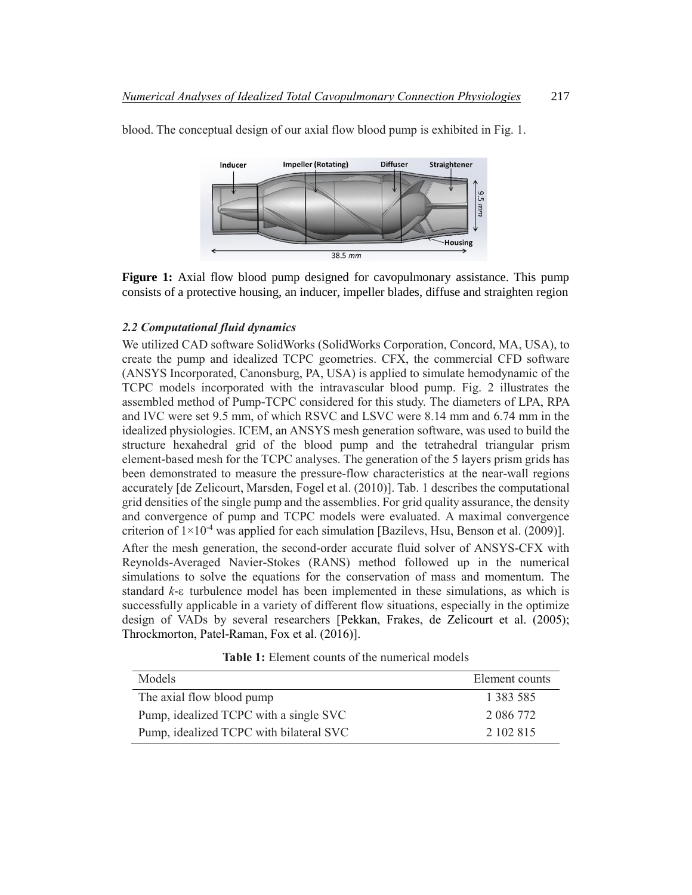blood. The conceptual design of our axial flow blood pump is exhibited in Fig. 1.

**Figure 1:** Axial flow blood pump designed for cavopulmonary assistance. This pump consists of a protective housing, an inducer, impeller blades, diffuse and straighten region

### *2.2 Computational fluid dynamics*

We utilized CAD software SolidWorks (SolidWorks Corporation, Concord, MA, USA), to create the pump and idealized TCPC geometries. CFX, the commercial CFD software (ANSYS Incorporated, Canonsburg, PA, USA) is applied to simulate hemodynamic of the TCPC models incorporated with the intravascular blood pump. Fig. 2 illustrates the assembled method of Pump-TCPC considered for this study. The diameters of LPA, RPA and IVC were set 9.5 mm, of which RSVC and LSVC were 8.14 mm and 6.74 mm in the idealized physiologies. ICEM, an ANSYS mesh generation software, was used to build the structure hexahedral grid of the blood pump and the tetrahedral triangular prism element-based mesh for the TCPC analyses. The generation of the 5 layers prism grids has been demonstrated to measure the pressure-flow characteristics at the near-wall regions accurately [de Zelicourt, Marsden, Fogel et al. (2010)]. Tab. 1 describes the computational grid densities of the single pump and the assemblies. For grid quality assurance, the density and convergence of pump and TCPC models were evaluated. A maximal convergence criterion of $1\times10^{-4}$ was applied for each simulation [Bazilevs, Hsu, Benson et al. (2009)].

After the mesh generation, the second-order accurate fluid solver of ANSYS-CFX with Reynolds-Averaged Navier-Stokes (RANS) method followed up in the numerical simulations to solve the equations for the conservation of mass and momentum. The standard $k$-$\varepsilon$ turbulence model has been implemented in these simulations, as which is successfully applicable in a variety of different flow situations, especially in the optimize design of VADs by several researchers [Pekkan, Frakes, de Zelicourt et al. (2005); Throckmorton, Patel-Raman, Fox et al. (2016)].

**Table 1:** Element counts of the numerical models

| Models | Element counts |
|---|---|
| The axial flow blood pump | 1 383 585 |
| Pump, idealized TCPC with a single SVC | 2 086 772 |
| Pump, idealized TCPC with bilateral SVC | 2 102 815 |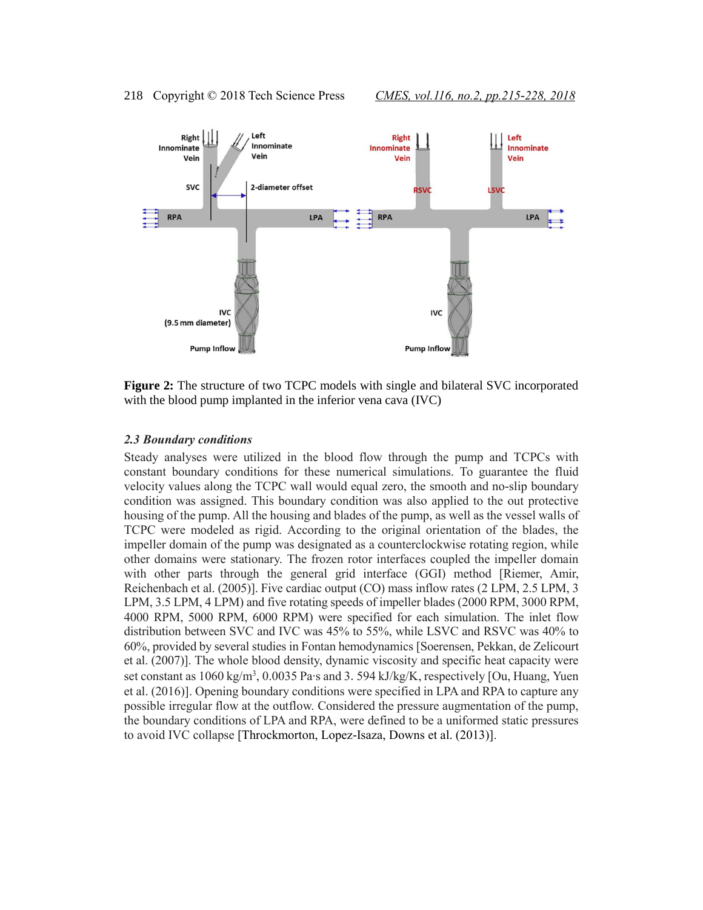Figure 2: The structure of two TCPC models with single and bilateral SVC incorporated with the blood pump implanted in the inferior vena cava (IVC)

### 2.3 Boundary conditions

Steady analyses were utilized in the blood flow through the pump and TCPCs with constant boundary conditions for these numerical simulations. To guarantee the fluid velocity values along the TCPC wall would equal zero, the smooth and no-slip boundary condition was assigned. This boundary condition was also applied to the out protective housing of the pump. All the housing and blades of the pump, as well as the vessel walls of TCPC were modeled as rigid. According to the original orientation of the blades, the impeller domain of the pump was designated as a counterclockwise rotating region, while other domains were stationary. The frozen rotor interfaces coupled the impeller domain with other parts through the general grid interface (GGI) method [Riemer, Amir, Reichenbach et al. (2005)]. Five cardiac output (CO) mass inflow rates (2 LPM, 2.5 LPM, 3 LPM, 3.5 LPM, 4 LPM) and five rotating speeds of impeller blades (2000 RPM, 3000 RPM, 4000 RPM, 5000 RPM, 6000 RPM) were specified for each simulation. The inlet flow distribution between SVC and IVC was 45% to 55%, while LSVC and RSVC was 40% to 60%, provided by several studies in Fontan hemodynamics [Soerensen, Pekkan, de Zelicourt et al. (2007)]. The whole blood density, dynamic viscosity and specific heat capacity were set constant as 1060 kg/m$^3$, 0.0035 Pa·s and 3. 594 kJ/kg/K, respectively [Ou, Huang, Yuen et al. (2016)]. Opening boundary conditions were specified in LPA and RPA to capture any possible irregular flow at the outflow. Considered the pressure augmentation of the pump, the boundary conditions of LPA and RPA, were defined to be a uniformed static pressures to avoid IVC collapse [Throckmorton, Lopez-Isaza, Downs et al. (2013)].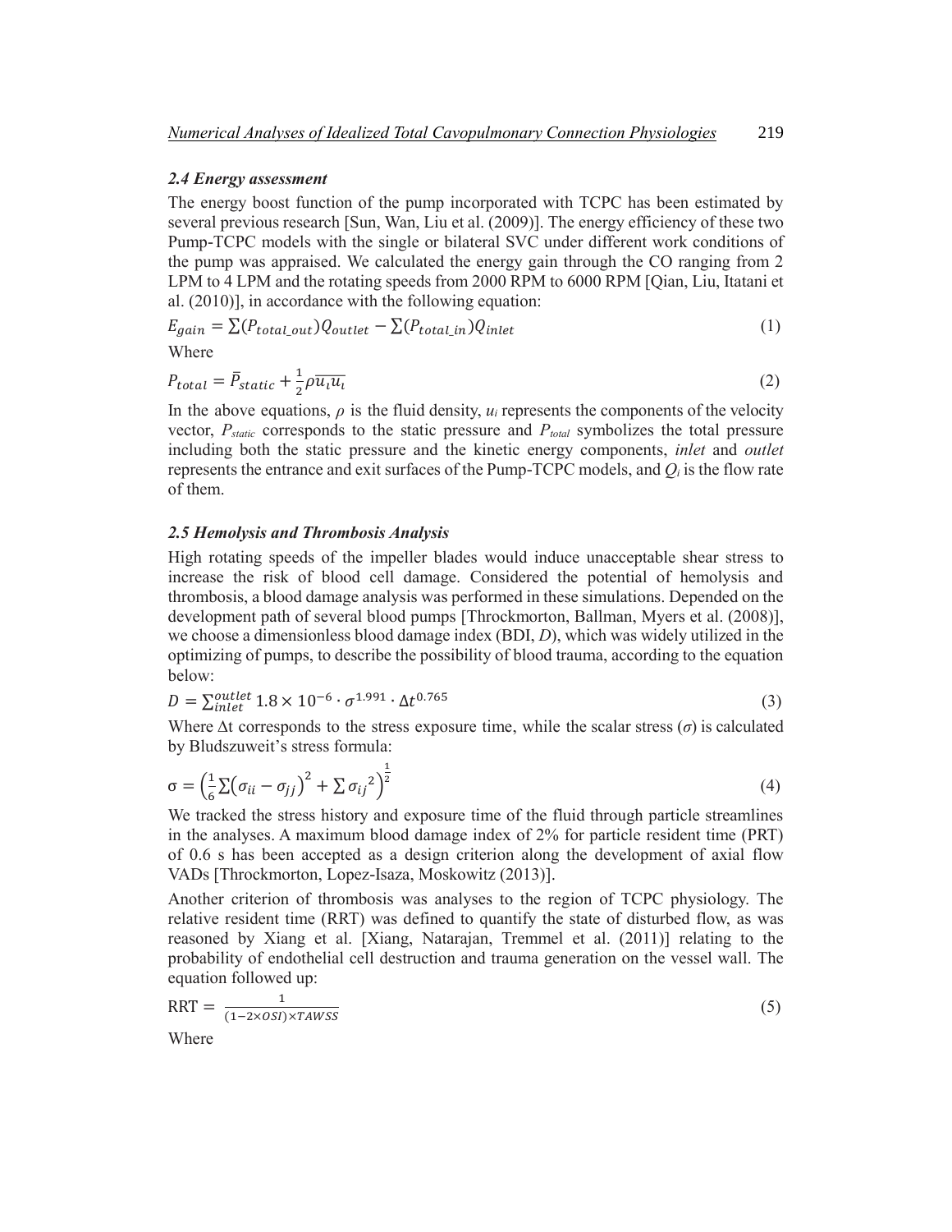### *2.4 Energy assessment*

The energy boost function of the pump incorporated with TCPC has been estimated by several previous research [Sun, Wan, Liu et al. (2009)]. The energy efficiency of these two Pump-TCPC models with the single or bilateral SVC under different work conditions of the pump was appraised. We calculated the energy gain through the CO ranging from 2 LPM to 4 LPM and the rotating speeds from 2000 RPM to 6000 RPM [Qian, Liu, Itatani et al. (2010)], in accordance with the following equation:

$$E_{gain} = \sum(P_{total\_out})Q_{outlet} - \sum(P_{total\_in})Q_{inlet} \tag{1}$$

Where

$$P_{total} = \bar{P}_{static} + \frac{1}{2}\rho\overline{u_i u_i} \tag{2}$$

In the above equations, $\rho$ is the fluid density, $u_i$ represents the components of the velocity vector, $P_{static}$ corresponds to the static pressure and $P_{total}$ symbolizes the total pressure including both the static pressure and the kinetic energy components, *inlet* and *outlet* represents the entrance and exit surfaces of the Pump-TCPC models, and $Q_i$ is the flow rate of them.

### *2.5 Hemolysis and Thrombosis Analysis*

High rotating speeds of the impeller blades would induce unacceptable shear stress to increase the risk of blood cell damage. Considered the potential of hemolysis and thrombosis, a blood damage analysis was performed in these simulations. Depended on the development path of several blood pumps [Throckmorton, Ballman, Myers et al. (2008)], we choose a dimensionless blood damage index (BDI, *D*), which was widely utilized in the optimizing of pumps, to describe the possibility of blood trauma, according to the equation below:

$$D = \sum_{inlet}^{outlet} 1.8 \times 10^{-6} \cdot \sigma^{1.991} \cdot \Delta t^{0.765} \tag{3}$$

Where $\Delta$t corresponds to the stress exposure time, while the scalar stress ($\sigma$) is calculated by Bludszuweit's stress formula:

$$\sigma = \left(\frac{1}{6}\sum\left(\sigma_{ii} - \sigma_{jj}\right)^2 + \sum {\sigma_{ij}}^2\right)^{\frac{1}{2}} \tag{4}$$

We tracked the stress history and exposure time of the fluid through particle streamlines in the analyses. A maximum blood damage index of 2% for particle resident time (PRT) of 0.6 s has been accepted as a design criterion along the development of axial flow VADs [Throckmorton, Lopez-Isaza, Moskowitz (2013)].

Another criterion of thrombosis was analyses to the region of TCPC physiology. The relative resident time (RRT) was defined to quantify the state of disturbed flow, as was reasoned by Xiang et al. [Xiang, Natarajan, Tremmel et al. (2011)] relating to the probability of endothelial cell destruction and trauma generation on the vessel wall. The equation followed up:

$$\mathrm{RRT} = \frac{1}{(1 - 2 \times OSI) \times TAWSS} \tag{5}$$

Where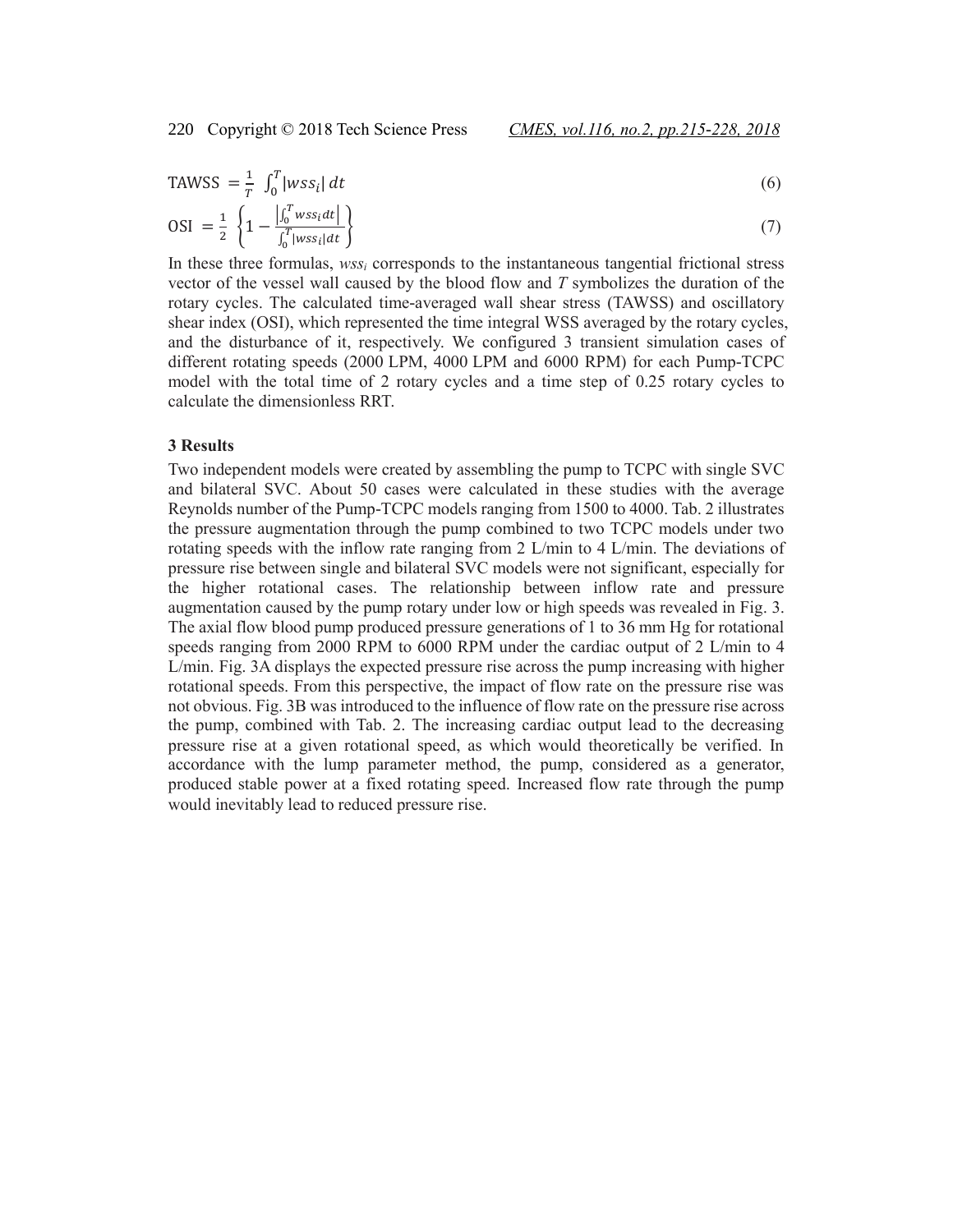$$\text{TAWSS} = \frac{1}{T}\int_0^T |wss_i|\, dt \tag{6}$$

$$\text{OSI} = \frac{1}{2}\left\{1 - \frac{\left|\int_0^T wss_i dt\right|}{\int_0^T |wss_i| dt}\right\} \tag{7}$$

In these three formulas, $wss_i$ corresponds to the instantaneous tangential frictional stress vector of the vessel wall caused by the blood flow and $T$ symbolizes the duration of the rotary cycles. The calculated time-averaged wall shear stress (TAWSS) and oscillatory shear index (OSI), which represented the time integral WSS averaged by the rotary cycles, and the disturbance of it, respectively. We configured 3 transient simulation cases of different rotating speeds (2000 LPM, 4000 LPM and 6000 RPM) for each Pump-TCPC model with the total time of 2 rotary cycles and a time step of 0.25 rotary cycles to calculate the dimensionless RRT.

## 3 Results

Two independent models were created by assembling the pump to TCPC with single SVC and bilateral SVC. About 50 cases were calculated in these studies with the average Reynolds number of the Pump-TCPC models ranging from 1500 to 4000. Tab. 2 illustrates the pressure augmentation through the pump combined to two TCPC models under two rotating speeds with the inflow rate ranging from 2 L/min to 4 L/min. The deviations of pressure rise between single and bilateral SVC models were not significant, especially for the higher rotational cases. The relationship between inflow rate and pressure augmentation caused by the pump rotary under low or high speeds was revealed in Fig. 3. The axial flow blood pump produced pressure generations of 1 to 36 mm Hg for rotational speeds ranging from 2000 RPM to 6000 RPM under the cardiac output of 2 L/min to 4 L/min. Fig. 3A displays the expected pressure rise across the pump increasing with higher rotational speeds. From this perspective, the impact of flow rate on the pressure rise was not obvious. Fig. 3B was introduced to the influence of flow rate on the pressure rise across the pump, combined with Tab. 2. The increasing cardiac output lead to the decreasing pressure rise at a given rotational speed, as which would theoretically be verified. In accordance with the lump parameter method, the pump, considered as a generator, produced stable power at a fixed rotating speed. Increased flow rate through the pump would inevitably lead to reduced pressure rise.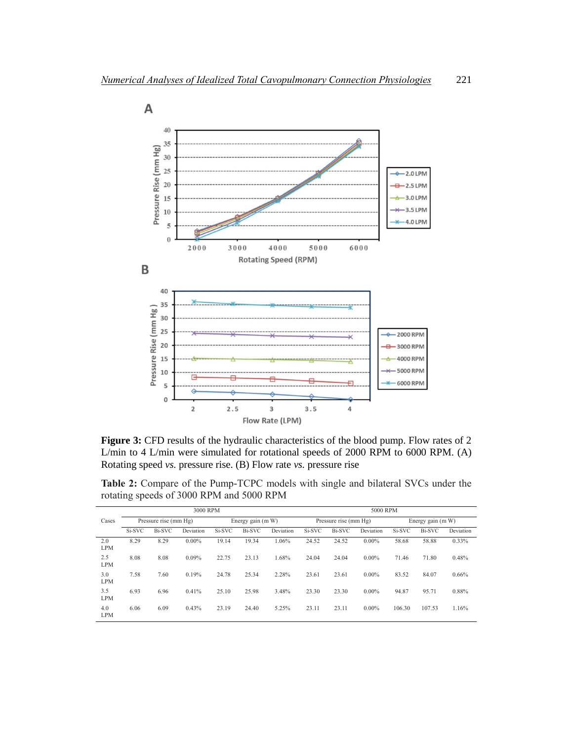**Figure 3:** CFD results of the hydraulic characteristics of the blood pump. Flow rates of 2 L/min to 4 L/min were simulated for rotational speeds of 2000 RPM to 6000 RPM. (A) Rotating speed *vs.* pressure rise. (B) Flow rate *vs.* pressure rise

**Table 2:** Compare of the Pump-TCPC models with single and bilateral SVCs under the rotating speeds of 3000 RPM and 5000 RPM

| Cases | 3000 RPM | | | | | | 5000 RPM | | | | | |
|---|---|---|---|---|---|---|---|---|---|---|---|---|
| | Pressure rise (mm Hg) | | | Energy gain (m W) | | | Pressure rise (mm Hg) | | | Energy gain (m W) | | |
| | Si-SVC | Bi-SVC | Deviation | Si-SVC | Bi-SVC | Deviation | Si-SVC | Bi-SVC | Deviation | Si-SVC | Bi-SVC | Deviation |
| 2.0 LPM | 8.29 | 8.29 | 0.00% | 19.14 | 19.34 | 1.06% | 24.52 | 24.52 | 0.00% | 58.68 | 58.88 | 0.33% |
| 2.5 LPM | 8.08 | 8.08 | 0.09% | 22.75 | 23.13 | 1.68% | 24.04 | 24.04 | 0.00% | 71.46 | 71.80 | 0.48% |
| 3.0 LPM | 7.58 | 7.60 | 0.19% | 24.78 | 25.34 | 2.28% | 23.61 | 23.61 | 0.00% | 83.52 | 84.07 | 0.66% |
| 3.5 LPM | 6.93 | 6.96 | 0.41% | 25.10 | 25.98 | 3.48% | 23.30 | 23.30 | 0.00% | 94.87 | 95.71 | 0.88% |
| 4.0 LPM | 6.06 | 6.09 | 0.43% | 23.19 | 24.40 | 5.25% | 23.11 | 23.11 | 0.00% | 106.30 | 107.53 | 1.16% |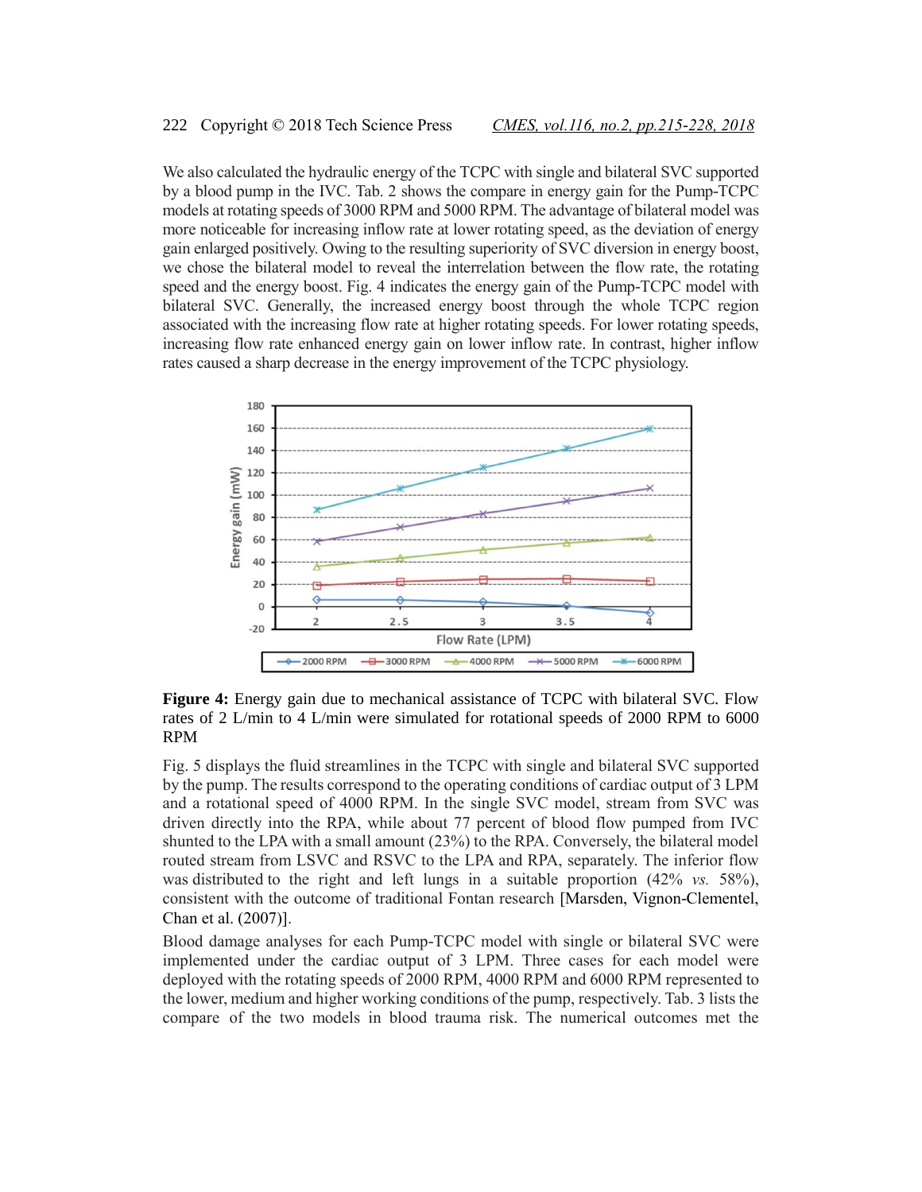We also calculated the hydraulic energy of the TCPC with single and bilateral SVC supported by a blood pump in the IVC. Tab. 2 shows the compare in energy gain for the Pump-TCPC models at rotating speeds of 3000 RPM and 5000 RPM. The advantage of bilateral model was more noticeable for increasing inflow rate at lower rotating speed, as the deviation of energy gain enlarged positively. Owing to the resulting superiority of SVC diversion in energy boost, we chose the bilateral model to reveal the interrelation between the flow rate, the rotating speed and the energy boost. Fig. 4 indicates the energy gain of the Pump-TCPC model with bilateral SVC. Generally, the increased energy boost through the whole TCPC region associated with the increasing flow rate at higher rotating speeds. For lower rotating speeds, increasing flow rate enhanced energy gain on lower inflow rate. In contrast, higher inflow rates caused a sharp decrease in the energy improvement of the TCPC physiology.

**Figure 4:** Energy gain due to mechanical assistance of TCPC with bilateral SVC. Flow rates of 2 L/min to 4 L/min were simulated for rotational speeds of 2000 RPM to 6000 RPM

Fig. 5 displays the fluid streamlines in the TCPC with single and bilateral SVC supported by the pump. The results correspond to the operating conditions of cardiac output of 3 LPM and a rotational speed of 4000 RPM. In the single SVC model, stream from SVC was driven directly into the RPA, while about 77 percent of blood flow pumped from IVC shunted to the LPA with a small amount (23%) to the RPA. Conversely, the bilateral model routed stream from LSVC and RSVC to the LPA and RPA, separately. The inferior flow was distributed to the right and left lungs in a suitable proportion (42% *vs.* 58%), consistent with the outcome of traditional Fontan research [Marsden, Vignon-Clementel, Chan et al. (2007)].

Blood damage analyses for each Pump-TCPC model with single or bilateral SVC were implemented under the cardiac output of 3 LPM. Three cases for each model were deployed with the rotating speeds of 2000 RPM, 4000 RPM and 6000 RPM represented to the lower, medium and higher working conditions of the pump, respectively. Tab. 3 lists the compare of the two models in blood trauma risk. The numerical outcomes met the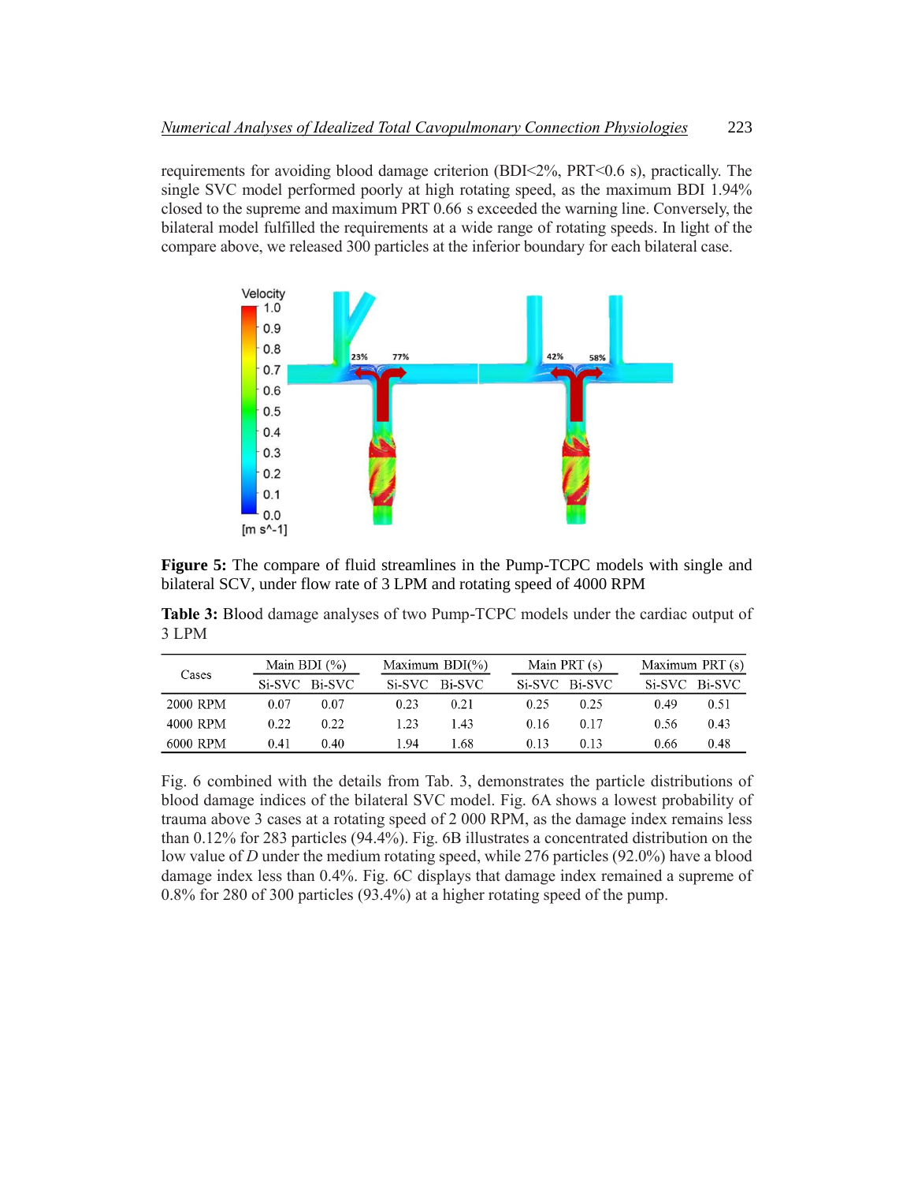requirements for avoiding blood damage criterion (BDI<2%, PRT<0.6 s), practically. The single SVC model performed poorly at high rotating speed, as the maximum BDI 1.94% closed to the supreme and maximum PRT 0.66 s exceeded the warning line. Conversely, the bilateral model fulfilled the requirements at a wide range of rotating speeds. In light of the compare above, we released 300 particles at the inferior boundary for each bilateral case.

**Figure 5:** The compare of fluid streamlines in the Pump-TCPC models with single and bilateral SCV, under flow rate of 3 LPM and rotating speed of 4000 RPM

**Table 3:** Blood damage analyses of two Pump-TCPC models under the cardiac output of 3 LPM

| Cases | Main BDI (%) | | Maximum BDI(%) | | Main PRT (s) | | Maximum PRT (s) | |
|---|---|---|---|---|---|---|---|---|
| | Si-SVC | Bi-SVC | Si-SVC | Bi-SVC | Si-SVC | Bi-SVC | Si-SVC | Bi-SVC |
| 2000 RPM | 0.07 | 0.07 | 0.23 | 0.21 | 0.25 | 0.25 | 0.49 | 0.51 |
| 4000 RPM | 0.22 | 0.22 | 1.23 | 1.43 | 0.16 | 0.17 | 0.56 | 0.43 |
| 6000 RPM | 0.41 | 0.40 | 1.94 | 1.68 | 0.13 | 0.13 | 0.66 | 0.48 |

Fig. 6 combined with the details from Tab. 3, demonstrates the particle distributions of blood damage indices of the bilateral SVC model. Fig. 6A shows a lowest probability of trauma above 3 cases at a rotating speed of 2 000 RPM, as the damage index remains less than 0.12% for 283 particles (94.4%). Fig. 6B illustrates a concentrated distribution on the low value of $D$ under the medium rotating speed, while 276 particles (92.0%) have a blood damage index less than 0.4%. Fig. 6C displays that damage index remained a supreme of 0.8% for 280 of 300 particles (93.4%) at a higher rotating speed of the pump.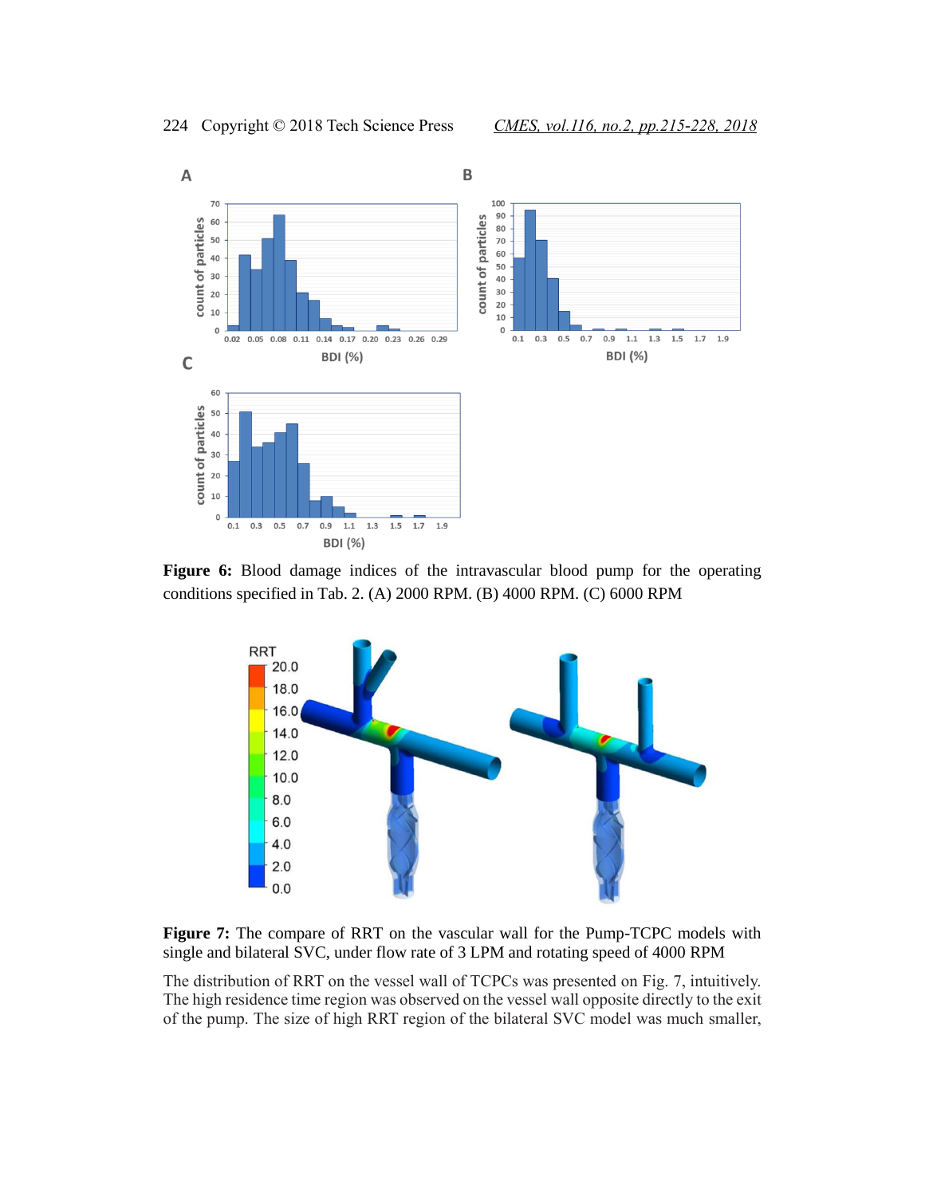**Figure 6:** Blood damage indices of the intravascular blood pump for the operating conditions specified in Tab. 2. (A) 2000 RPM. (B) 4000 RPM. (C) 6000 RPM

**Figure 7:** The compare of RRT on the vascular wall for the Pump-TCPC models with single and bilateral SVC, under flow rate of 3 LPM and rotating speed of 4000 RPM

The distribution of RRT on the vessel wall of TCPCs was presented on Fig. 7, intuitively. The high residence time region was observed on the vessel wall opposite directly to the exit of the pump. The size of high RRT region of the bilateral SVC model was much smaller,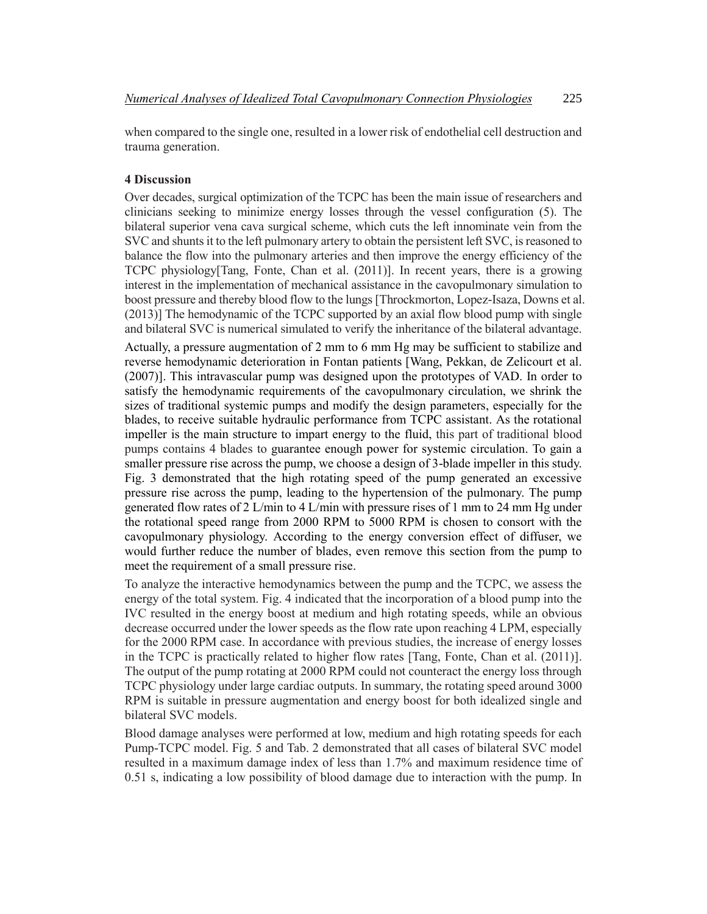when compared to the single one, resulted in a lower risk of endothelial cell destruction and trauma generation.

## 4 Discussion

Over decades, surgical optimization of the TCPC has been the main issue of researchers and clinicians seeking to minimize energy losses through the vessel configuration (5). The bilateral superior vena cava surgical scheme, which cuts the left innominate vein from the SVC and shunts it to the left pulmonary artery to obtain the persistent left SVC, is reasoned to balance the flow into the pulmonary arteries and then improve the energy efficiency of the TCPC physiology[Tang, Fonte, Chan et al. (2011)]. In recent years, there is a growing interest in the implementation of mechanical assistance in the cavopulmonary simulation to boost pressure and thereby blood flow to the lungs [Throckmorton, Lopez-Isaza, Downs et al. (2013)] The hemodynamic of the TCPC supported by an axial flow blood pump with single and bilateral SVC is numerical simulated to verify the inheritance of the bilateral advantage.

Actually, a pressure augmentation of 2 mm to 6 mm Hg may be sufficient to stabilize and reverse hemodynamic deterioration in Fontan patients [Wang, Pekkan, de Zelicourt et al. (2007)]. This intravascular pump was designed upon the prototypes of VAD. In order to satisfy the hemodynamic requirements of the cavopulmonary circulation, we shrink the sizes of traditional systemic pumps and modify the design parameters, especially for the blades, to receive suitable hydraulic performance from TCPC assistant. As the rotational impeller is the main structure to impart energy to the fluid, this part of traditional blood pumps contains 4 blades to guarantee enough power for systemic circulation. To gain a smaller pressure rise across the pump, we choose a design of 3-blade impeller in this study. Fig. 3 demonstrated that the high rotating speed of the pump generated an excessive pressure rise across the pump, leading to the hypertension of the pulmonary. The pump generated flow rates of 2 L/min to 4 L/min with pressure rises of 1 mm to 24 mm Hg under the rotational speed range from 2000 RPM to 5000 RPM is chosen to consort with the cavopulmonary physiology. According to the energy conversion effect of diffuser, we would further reduce the number of blades, even remove this section from the pump to meet the requirement of a small pressure rise.

To analyze the interactive hemodynamics between the pump and the TCPC, we assess the energy of the total system. Fig. 4 indicated that the incorporation of a blood pump into the IVC resulted in the energy boost at medium and high rotating speeds, while an obvious decrease occurred under the lower speeds as the flow rate upon reaching 4 LPM, especially for the 2000 RPM case. In accordance with previous studies, the increase of energy losses in the TCPC is practically related to higher flow rates [Tang, Fonte, Chan et al. (2011)]. The output of the pump rotating at 2000 RPM could not counteract the energy loss through TCPC physiology under large cardiac outputs. In summary, the rotating speed around 3000 RPM is suitable in pressure augmentation and energy boost for both idealized single and bilateral SVC models.

Blood damage analyses were performed at low, medium and high rotating speeds for each Pump-TCPC model. Fig. 5 and Tab. 2 demonstrated that all cases of bilateral SVC model resulted in a maximum damage index of less than 1.7% and maximum residence time of 0.51 s, indicating a low possibility of blood damage due to interaction with the pump. In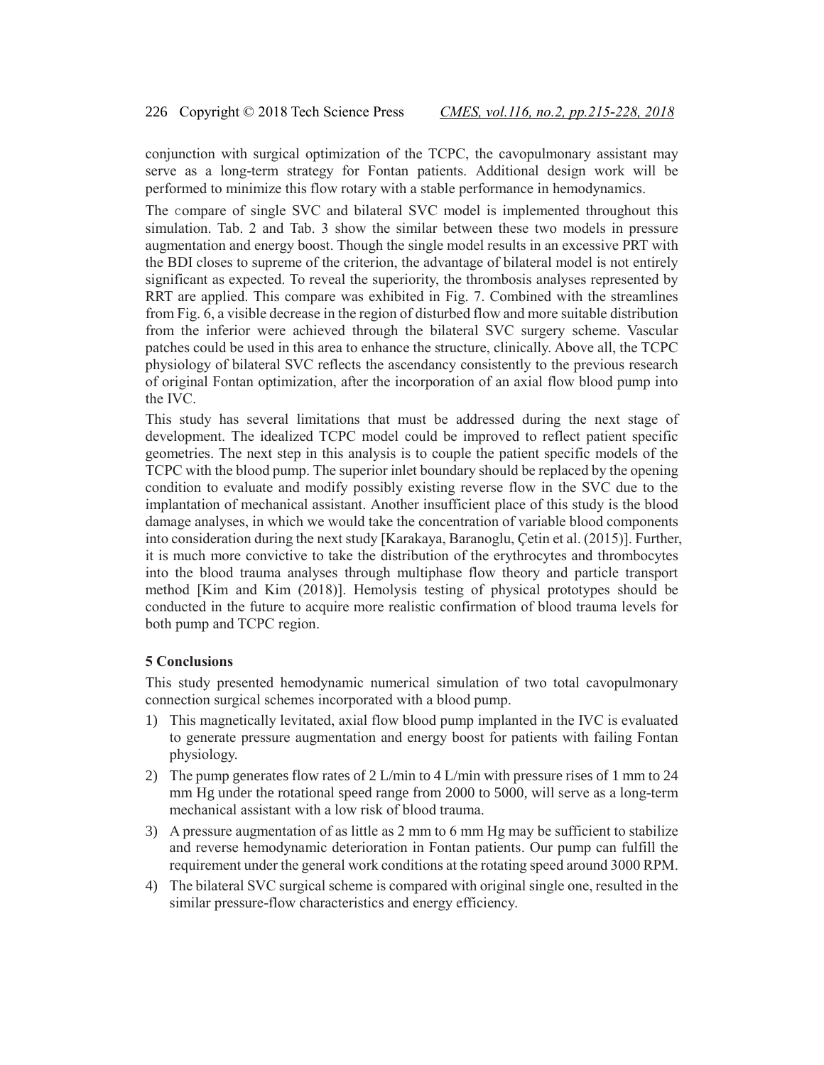conjunction with surgical optimization of the TCPC, the cavopulmonary assistant may serve as a long-term strategy for Fontan patients. Additional design work will be performed to minimize this flow rotary with a stable performance in hemodynamics.

The compare of single SVC and bilateral SVC model is implemented throughout this simulation. Tab. 2 and Tab. 3 show the similar between these two models in pressure augmentation and energy boost. Though the single model results in an excessive PRT with the BDI closes to supreme of the criterion, the advantage of bilateral model is not entirely significant as expected. To reveal the superiority, the thrombosis analyses represented by RRT are applied. This compare was exhibited in Fig. 7. Combined with the streamlines from Fig. 6, a visible decrease in the region of disturbed flow and more suitable distribution from the inferior were achieved through the bilateral SVC surgery scheme. Vascular patches could be used in this area to enhance the structure, clinically. Above all, the TCPC physiology of bilateral SVC reflects the ascendancy consistently to the previous research of original Fontan optimization, after the incorporation of an axial flow blood pump into the IVC.

This study has several limitations that must be addressed during the next stage of development. The idealized TCPC model could be improved to reflect patient specific geometries. The next step in this analysis is to couple the patient specific models of the TCPC with the blood pump. The superior inlet boundary should be replaced by the opening condition to evaluate and modify possibly existing reverse flow in the SVC due to the implantation of mechanical assistant. Another insufficient place of this study is the blood damage analyses, in which we would take the concentration of variable blood components into consideration during the next study [Karakaya, Baranoglu, Çetin et al. (2015)]. Further, it is much more convictive to take the distribution of the erythrocytes and thrombocytes into the blood trauma analyses through multiphase flow theory and particle transport method [Kim and Kim (2018)]. Hemolysis testing of physical prototypes should be conducted in the future to acquire more realistic confirmation of blood trauma levels for both pump and TCPC region.

## 5 Conclusions

This study presented hemodynamic numerical simulation of two total cavopulmonary connection surgical schemes incorporated with a blood pump.

1) This magnetically levitated, axial flow blood pump implanted in the IVC is evaluated to generate pressure augmentation and energy boost for patients with failing Fontan physiology.
2) The pump generates flow rates of 2 L/min to 4 L/min with pressure rises of 1 mm to 24 mm Hg under the rotational speed range from 2000 to 5000, will serve as a long-term mechanical assistant with a low risk of blood trauma.
3) A pressure augmentation of as little as 2 mm to 6 mm Hg may be sufficient to stabilize and reverse hemodynamic deterioration in Fontan patients. Our pump can fulfill the requirement under the general work conditions at the rotating speed around 3000 RPM.
4) The bilateral SVC surgical scheme is compared with original single one, resulted in the similar pressure-flow characteristics and energy efficiency.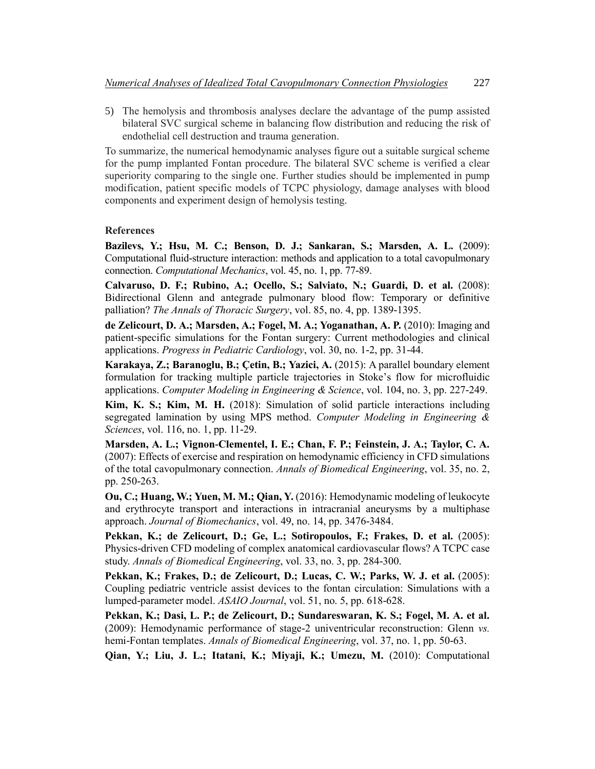5) The hemolysis and thrombosis analyses declare the advantage of the pump assisted bilateral SVC surgical scheme in balancing flow distribution and reducing the risk of endothelial cell destruction and trauma generation.

To summarize, the numerical hemodynamic analyses figure out a suitable surgical scheme for the pump implanted Fontan procedure. The bilateral SVC scheme is verified a clear superiority comparing to the single one. Further studies should be implemented in pump modification, patient specific models of TCPC physiology, damage analyses with blood components and experiment design of hemolysis testing.

### References

**Bazilevs, Y.; Hsu, M. C.; Benson, D. J.; Sankaran, S.; Marsden, A. L.** (2009): Computational fluid-structure interaction: methods and application to a total cavopulmonary connection. *Computational Mechanics*, vol. 45, no. 1, pp. 77-89.

**Calvaruso, D. F.; Rubino, A.; Ocello, S.; Salviato, N.; Guardi, D. et al.** (2008): Bidirectional Glenn and antegrade pulmonary blood flow: Temporary or definitive palliation? *The Annals of Thoracic Surgery*, vol. 85, no. 4, pp. 1389-1395.

**de Zelicourt, D. A.; Marsden, A.; Fogel, M. A.; Yoganathan, A. P.** (2010): Imaging and patient-specific simulations for the Fontan surgery: Current methodologies and clinical applications. *Progress in Pediatric Cardiology*, vol. 30, no. 1-2, pp. 31-44.

**Karakaya, Z.; Baranoglu, B.; Çetin, B.; Yazici, A.** (2015): A parallel boundary element formulation for tracking multiple particle trajectories in Stoke's flow for microfluidic applications. *Computer Modeling in Engineering & Science*, vol. 104, no. 3, pp. 227-249.

**Kim, K. S.; Kim, M. H.** (2018): Simulation of solid particle interactions including segregated lamination by using MPS method. *Computer Modeling in Engineering & Sciences*, vol. 116, no. 1, pp. 11-29.

**Marsden, A. L.; Vignon-Clementel, I. E.; Chan, F. P.; Feinstein, J. A.; Taylor, C. A.** (2007): Effects of exercise and respiration on hemodynamic efficiency in CFD simulations of the total cavopulmonary connection. *Annals of Biomedical Engineering*, vol. 35, no. 2, pp. 250-263.

**Ou, C.; Huang, W.; Yuen, M. M.; Qian, Y.** (2016): Hemodynamic modeling of leukocyte and erythrocyte transport and interactions in intracranial aneurysms by a multiphase approach. *Journal of Biomechanics*, vol. 49, no. 14, pp. 3476-3484.

**Pekkan, K.; de Zelicourt, D.; Ge, L.; Sotiropoulos, F.; Frakes, D. et al.** (2005): Physics-driven CFD modeling of complex anatomical cardiovascular flows? A TCPC case study. *Annals of Biomedical Engineering*, vol. 33, no. 3, pp. 284-300.

**Pekkan, K.; Frakes, D.; de Zelicourt, D.; Lucas, C. W.; Parks, W. J. et al.** (2005): Coupling pediatric ventricle assist devices to the fontan circulation: Simulations with a lumped-parameter model. *ASAIO Journal*, vol. 51, no. 5, pp. 618-628.

**Pekkan, K.; Dasi, L. P.; de Zelicourt, D.; Sundareswaran, K. S.; Fogel, M. A. et al.** (2009): Hemodynamic performance of stage-2 univentricular reconstruction: Glenn *vs.* hemi-Fontan templates. *Annals of Biomedical Engineering*, vol. 37, no. 1, pp. 50-63.

**Qian, Y.; Liu, J. L.; Itatani, K.; Miyaji, K.; Umezu, M.** (2010): Computational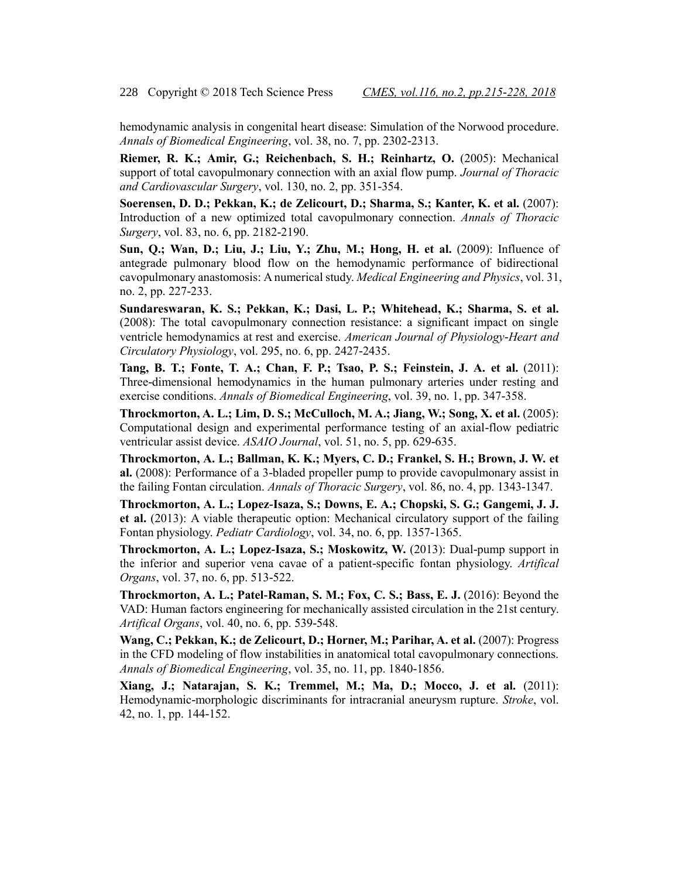hemodynamic analysis in congenital heart disease: Simulation of the Norwood procedure. *Annals of Biomedical Engineering*, vol. 38, no. 7, pp. 2302-2313.

**Riemer, R. K.; Amir, G.; Reichenbach, S. H.; Reinhartz, O.** (2005): Mechanical support of total cavopulmonary connection with an axial flow pump. *Journal of Thoracic and Cardiovascular Surgery*, vol. 130, no. 2, pp. 351-354.

**Soerensen, D. D.; Pekkan, K.; de Zelicourt, D.; Sharma, S.; Kanter, K. et al.** (2007): Introduction of a new optimized total cavopulmonary connection. *Annals of Thoracic Surgery*, vol. 83, no. 6, pp. 2182-2190.

**Sun, Q.; Wan, D.; Liu, J.; Liu, Y.; Zhu, M.; Hong, H. et al.** (2009): Influence of antegrade pulmonary blood flow on the hemodynamic performance of bidirectional cavopulmonary anastomosis: A numerical study. *Medical Engineering and Physics*, vol. 31, no. 2, pp. 227-233.

**Sundareswaran, K. S.; Pekkan, K.; Dasi, L. P.; Whitehead, K.; Sharma, S. et al.** (2008): The total cavopulmonary connection resistance: a significant impact on single ventricle hemodynamics at rest and exercise. *American Journal of Physiology-Heart and Circulatory Physiology*, vol. 295, no. 6, pp. 2427-2435.

**Tang, B. T.; Fonte, T. A.; Chan, F. P.; Tsao, P. S.; Feinstein, J. A. et al.** (2011): Three-dimensional hemodynamics in the human pulmonary arteries under resting and exercise conditions. *Annals of Biomedical Engineering*, vol. 39, no. 1, pp. 347-358.

**Throckmorton, A. L.; Lim, D. S.; McCulloch, M. A.; Jiang, W.; Song, X. et al.** (2005): Computational design and experimental performance testing of an axial-flow pediatric ventricular assist device. *ASAIO Journal*, vol. 51, no. 5, pp. 629-635.

**Throckmorton, A. L.; Ballman, K. K.; Myers, C. D.; Frankel, S. H.; Brown, J. W. et al.** (2008): Performance of a 3-bladed propeller pump to provide cavopulmonary assist in the failing Fontan circulation. *Annals of Thoracic Surgery*, vol. 86, no. 4, pp. 1343-1347.

**Throckmorton, A. L.; Lopez-Isaza, S.; Downs, E. A.; Chopski, S. G.; Gangemi, J. J. et al.** (2013): A viable therapeutic option: Mechanical circulatory support of the failing Fontan physiology. *Pediatr Cardiology*, vol. 34, no. 6, pp. 1357-1365.

**Throckmorton, A. L.; Lopez-Isaza, S.; Moskowitz, W.** (2013): Dual-pump support in the inferior and superior vena cavae of a patient-specific fontan physiology. *Artifical Organs*, vol. 37, no. 6, pp. 513-522.

**Throckmorton, A. L.; Patel-Raman, S. M.; Fox, C. S.; Bass, E. J.** (2016): Beyond the VAD: Human factors engineering for mechanically assisted circulation in the 21st century. *Artifical Organs*, vol. 40, no. 6, pp. 539-548.

**Wang, C.; Pekkan, K.; de Zelicourt, D.; Horner, M.; Parihar, A. et al.** (2007): Progress in the CFD modeling of flow instabilities in anatomical total cavopulmonary connections. *Annals of Biomedical Engineering*, vol. 35, no. 11, pp. 1840-1856.

**Xiang, J.; Natarajan, S. K.; Tremmel, M.; Ma, D.; Mocco, J. et al.** (2011): Hemodynamic-morphologic discriminants for intracranial aneurysm rupture. *Stroke*, vol. 42, no. 1, pp. 144-152.